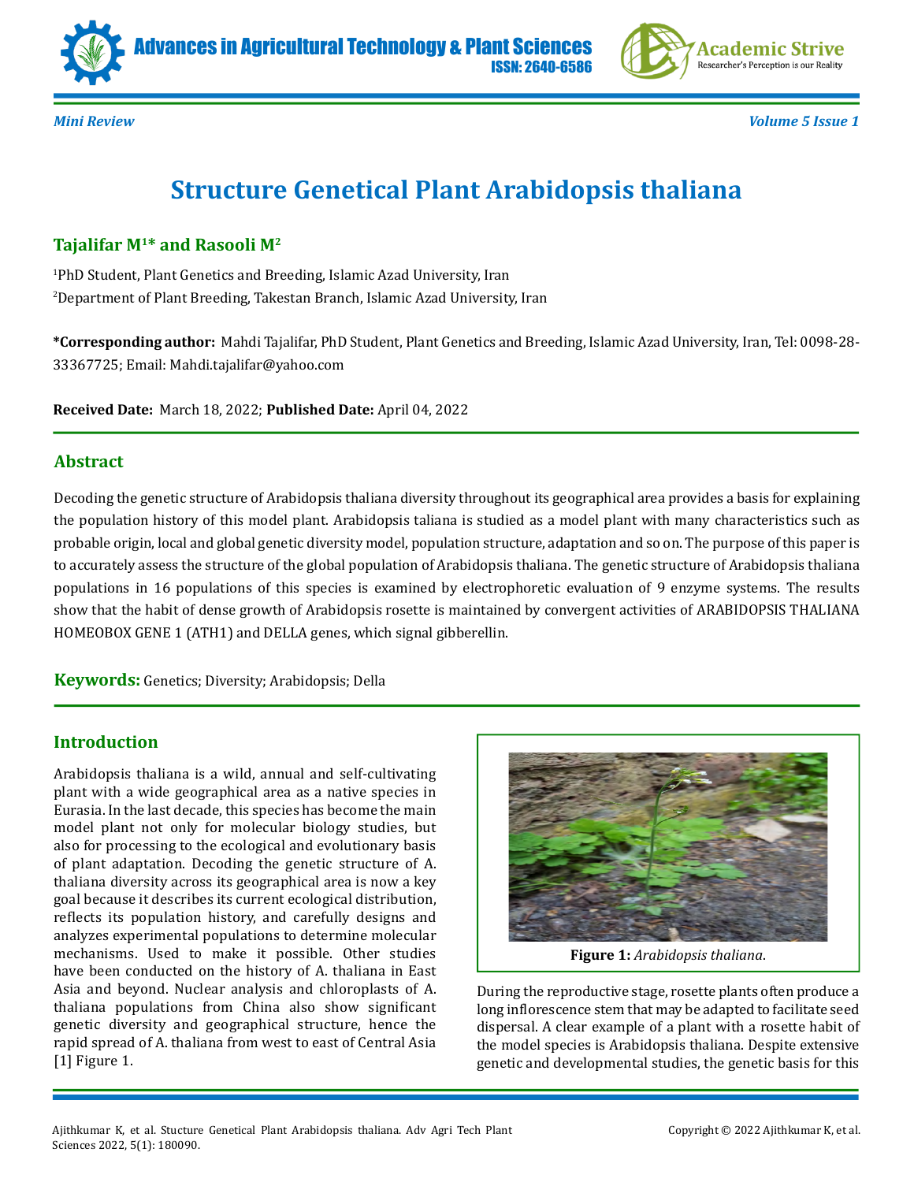Mini Review

# Structure Genetical Plant Arabidopsis thaliana

**Tajalifar M[1]* and Rasooli M[2]**

[1]PhD Student, Plant Genetics and Breeding, Islamic Azad University, Iran

[2]Department of Plant Breeding, Takestan Branch, Islamic Azad University, Iran

**\*Corresponding author:** Mahdi Tajalifar, PhD Student, Plant Genetics and Breeding, Islamic Azad University, Iran, Tel: 0098-28-33367725; Email: Mahdi.tajalifar@yahoo.com

**Received Date:** March 18, 2022; **Published Date:** April 04, 2022

## Abstract

Decoding the genetic structure of Arabidopsis thaliana diversity throughout its geographical area provides a basis for explaining the population history of this model plant. Arabidopsis taliana is studied as a model plant with many characteristics such as probable origin, local and global genetic diversity model, population structure, adaptation and so on. The purpose of this paper is to accurately assess the structure of the global population of Arabidopsis thaliana. The genetic structure of Arabidopsis thaliana populations in 16 populations of this species is examined by electrophoretic evaluation of 9 enzyme systems. The results show that the habit of dense growth of Arabidopsis rosette is maintained by convergent activities of ARABIDOPSIS THALIANA HOMEOBOX GENE 1 (ATH1) and DELLA genes, which signal gibberellin.

**Keywords:** Genetics; Diversity; Arabidopsis; Della

## Introduction

Arabidopsis thaliana is a wild, annual and self-cultivating plant with a wide geographical area as a native species in Eurasia. In the last decade, this species has become the main model plant not only for molecular biology studies, but also for processing to the ecological and evolutionary basis of plant adaptation. Decoding the genetic structure of A. thaliana diversity across its geographical area is now a key goal because it describes its current ecological distribution, reflects its population history, and carefully designs and analyzes experimental populations to determine molecular mechanisms. Used to make it possible. Other studies have been conducted on the history of A. thaliana in East Asia and beyond. Nuclear analysis and chloroplasts of A. thaliana populations from China also show significant genetic diversity and geographical structure, hence the rapid spread of A. thaliana from west to east of Central Asia [1] Figure 1.

**Figure 1:** *Arabidopsis thaliana*.

During the reproductive stage, rosette plants often produce a long inflorescence stem that may be adapted to facilitate seed dispersal. A clear example of a plant with a rosette habit of the model species is Arabidopsis thaliana. Despite extensive genetic and developmental studies, the genetic basis for this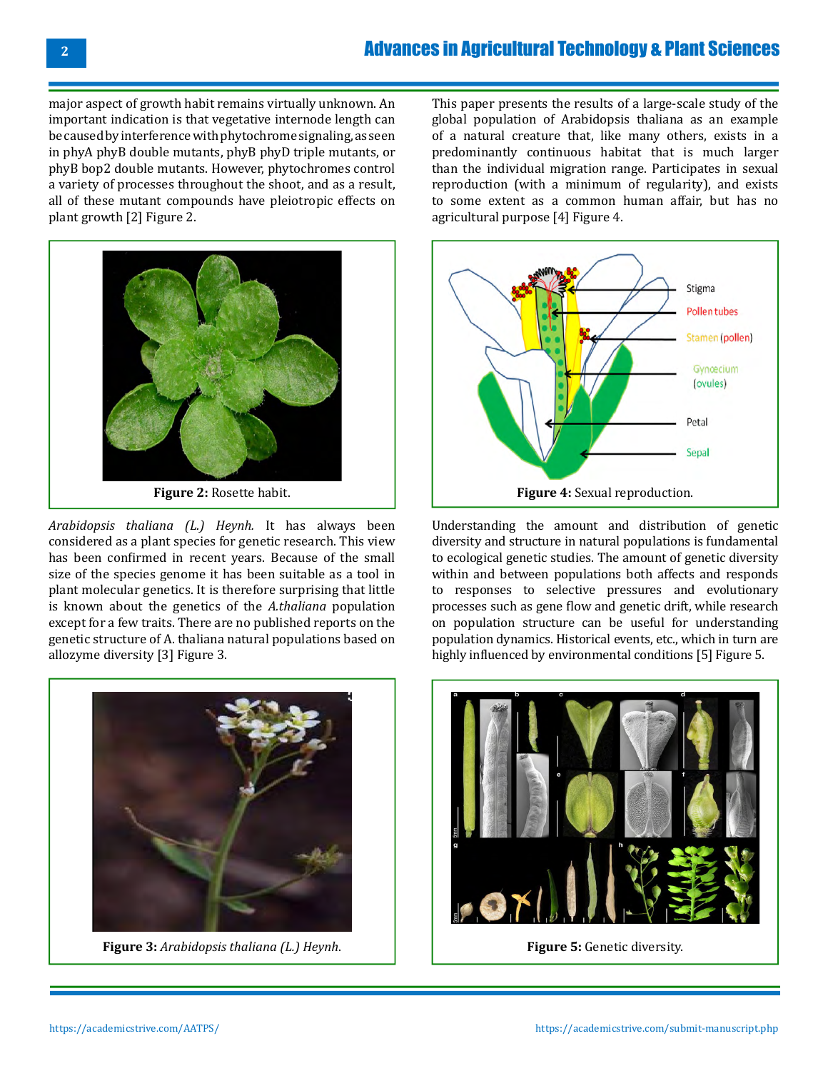major aspect of growth habit remains virtually unknown. An important indication is that vegetative internode length can be caused by interference with phytochrome signaling, as seen in phyA phyB double mutants, phyB phyD triple mutants, or phyB bop2 double mutants. However, phytochromes control a variety of processes throughout the shoot, and as a result, all of these mutant compounds have pleiotropic effects on plant growth [2] Figure 2.

**Figure 2:** Rosette habit.

*Arabidopsis thaliana (L.) Heynh.* It has always been considered as a plant species for genetic research. This view has been confirmed in recent years. Because of the small size of the species genome it has been suitable as a tool in plant molecular genetics. It is therefore surprising that little is known about the genetics of the *A.thaliana* population except for a few traits. There are no published reports on the genetic structure of A. thaliana natural populations based on allozyme diversity [3] Figure 3.

**Figure 3:** *Arabidopsis thaliana (L.) Heynh.*

This paper presents the results of a large-scale study of the global population of Arabidopsis thaliana as an example of a natural creature that, like many others, exists in a predominantly continuous habitat that is much larger than the individual migration range. Participates in sexual reproduction (with a minimum of regularity), and exists to some extent as a common human affair, but has no agricultural purpose [4] Figure 4.

**Figure 4:** Sexual reproduction.

Understanding the amount and distribution of genetic diversity and structure in natural populations is fundamental to ecological genetic studies. The amount of genetic diversity within and between populations both affects and responds to responses to selective pressures and evolutionary processes such as gene flow and genetic drift, while research on population structure can be useful for understanding population dynamics. Historical events, etc., which in turn are highly influenced by environmental conditions [5] Figure 5.

**Figure 5:** Genetic diversity.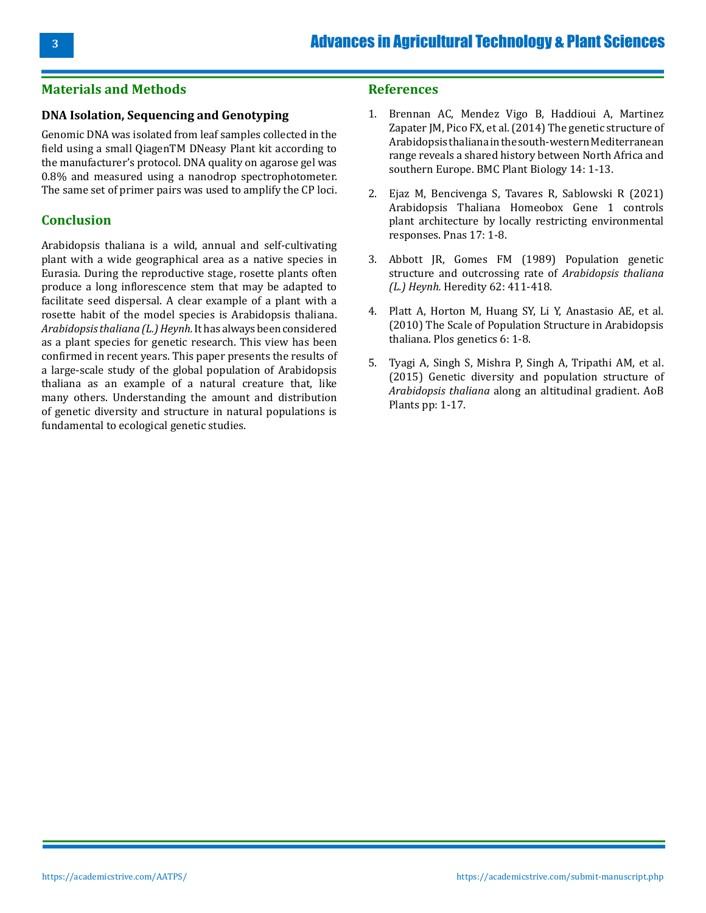## Materials and Methods

### DNA Isolation, Sequencing and Genotyping

Genomic DNA was isolated from leaf samples collected in the field using a small QiagenTM DNeasy Plant kit according to the manufacturer's protocol. DNA quality on agarose gel was 0.8% and measured using a nanodrop spectrophotometer. The same set of primer pairs was used to amplify the CP loci.

## Conclusion

Arabidopsis thaliana is a wild, annual and self-cultivating plant with a wide geographical area as a native species in Eurasia. During the reproductive stage, rosette plants often produce a long inflorescence stem that may be adapted to facilitate seed dispersal. A clear example of a plant with a rosette habit of the model species is Arabidopsis thaliana. *Arabidopsis thaliana (L.) Heynh.* It has always been considered as a plant species for genetic research. This view has been confirmed in recent years. This paper presents the results of a large-scale study of the global population of Arabidopsis thaliana as an example of a natural creature that, like many others. Understanding the amount and distribution of genetic diversity and structure in natural populations is fundamental to ecological genetic studies.

## References

1. Brennan AC, Mendez Vigo B, Haddioui A, Martinez Zapater JM, Pico FX, et al. (2014) The genetic structure of Arabidopsis thaliana in the south-western Mediterranean range reveals a shared history between North Africa and southern Europe. BMC Plant Biology 14: 1-13.

2. Ejaz M, Bencivenga S, Tavares R, Sablowski R (2021) Arabidopsis Thaliana Homeobox Gene 1 controls plant architecture by locally restricting environmental responses. Pnas 17: 1-8.

3. Abbott JR, Gomes FM (1989) Population genetic structure and outcrossing rate of *Arabidopsis thaliana (L.) Heynh.* Heredity 62: 411-418.

4. Platt A, Horton M, Huang SY, Li Y, Anastasio AE, et al. (2010) The Scale of Population Structure in Arabidopsis thaliana. Plos genetics 6: 1-8.

5. Tyagi A, Singh S, Mishra P, Singh A, Tripathi AM, et al. (2015) Genetic diversity and population structure of *Arabidopsis thaliana* along an altitudinal gradient. AoB Plants pp: 1-17.